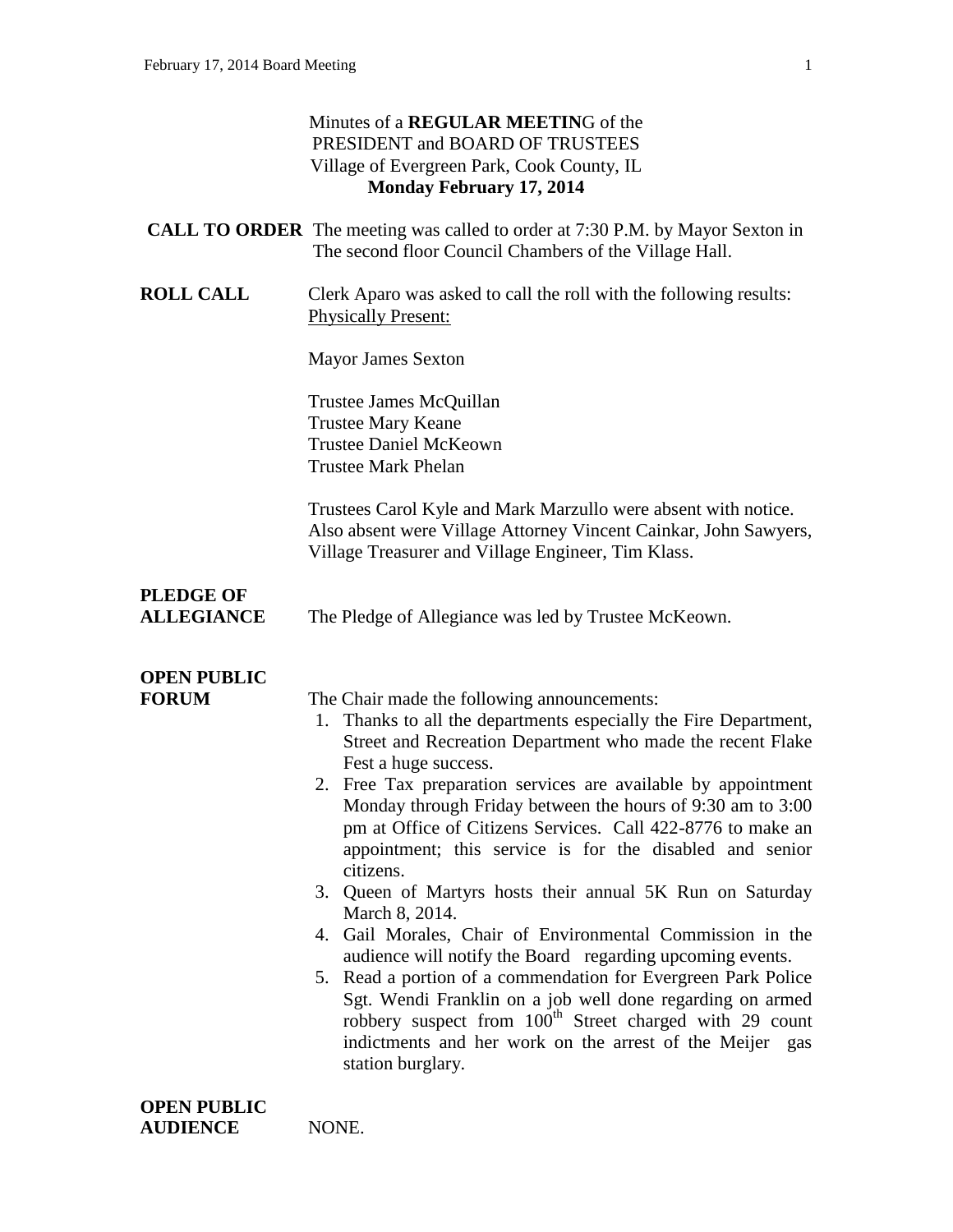Minutes of a **REGULAR MEETIN**G of the
PRESIDENT and BOARD OF TRUSTEES
Village of Evergreen Park, Cook County, IL
**Monday February 17, 2014**

**CALL TO ORDER** The meeting was called to order at 7:30 P.M. by Mayor Sexton in The second floor Council Chambers of the Village Hall.

**ROLL CALL** Clerk Aparo was asked to call the roll with the following results:
Physically Present:

Mayor James Sexton

Trustee James McQuillan
Trustee Mary Keane
Trustee Daniel McKeown
Trustee Mark Phelan

Trustees Carol Kyle and Mark Marzullo were absent with notice. Also absent were Village Attorney Vincent Cainkar, John Sawyers, Village Treasurer and Village Engineer, Tim Klass.

**PLEDGE OF ALLEGIANCE** The Pledge of Allegiance was led by Trustee McKeown.

**OPEN PUBLIC FORUM** The Chair made the following announcements:

1. Thanks to all the departments especially the Fire Department, Street and Recreation Department who made the recent Flake Fest a huge success.
2. Free Tax preparation services are available by appointment Monday through Friday between the hours of 9:30 am to 3:00 pm at Office of Citizens Services. Call 422-8776 to make an appointment; this service is for the disabled and senior citizens.
3. Queen of Martyrs hosts their annual 5K Run on Saturday March 8, 2014.
4. Gail Morales, Chair of Environmental Commission in the audience will notify the Board regarding upcoming events.
5. Read a portion of a commendation for Evergreen Park Police Sgt. Wendi Franklin on a job well done regarding on armed robbery suspect from 100th Street charged with 29 count indictments and her work on the arrest of the Meijer gas station burglary.

**OPEN PUBLIC AUDIENCE** NONE.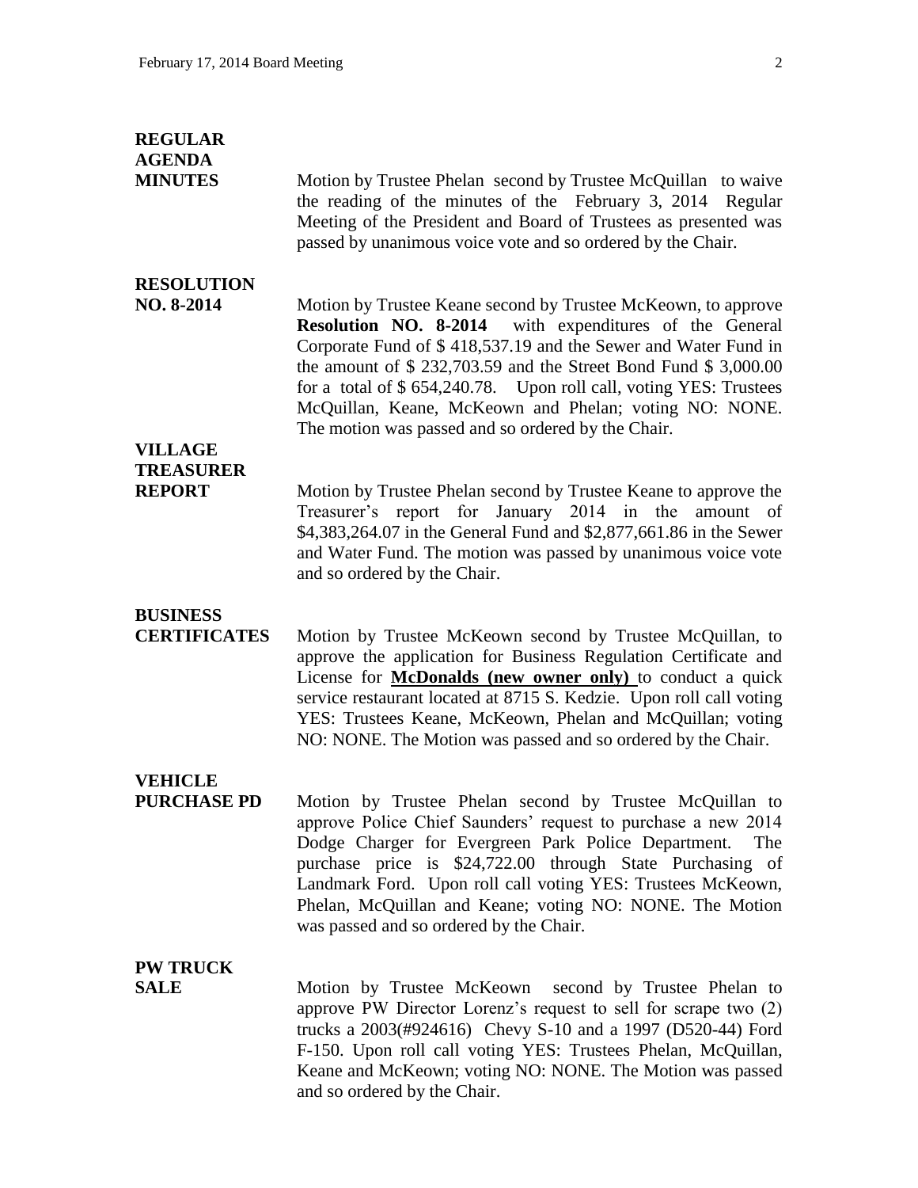**REGULAR AGENDA**

**MINUTES** Motion by Trustee Phelan second by Trustee McQuillan to waive the reading of the minutes of the February 3, 2014 Regular Meeting of the President and Board of Trustees as presented was passed by unanimous voice vote and so ordered by the Chair.

**RESOLUTION NO. 8-2014** Motion by Trustee Keane second by Trustee McKeown, to approve **Resolution NO. 8-2014** with expenditures of the General Corporate Fund of $ 418,537.19 and the Sewer and Water Fund in the amount of $ 232,703.59 and the Street Bond Fund $ 3,000.00 for a total of $ 654,240.78. Upon roll call, voting YES: Trustees McQuillan, Keane, McKeown and Phelan; voting NO: NONE. The motion was passed and so ordered by the Chair.

**VILLAGE TREASURER REPORT** Motion by Trustee Phelan second by Trustee Keane to approve the Treasurer's report for January 2014 in the amount of $4,383,264.07 in the General Fund and $2,877,661.86 in the Sewer and Water Fund. The motion was passed by unanimous voice vote and so ordered by the Chair.

**BUSINESS CERTIFICATES** Motion by Trustee McKeown second by Trustee McQuillan, to approve the application for Business Regulation Certificate and License for **McDonalds (new owner only)** to conduct a quick service restaurant located at 8715 S. Kedzie. Upon roll call voting YES: Trustees Keane, McKeown, Phelan and McQuillan; voting NO: NONE. The Motion was passed and so ordered by the Chair.

**VEHICLE PURCHASE PD** Motion by Trustee Phelan second by Trustee McQuillan to approve Police Chief Saunders' request to purchase a new 2014 Dodge Charger for Evergreen Park Police Department. The purchase price is $24,722.00 through State Purchasing of Landmark Ford. Upon roll call voting YES: Trustees McKeown, Phelan, McQuillan and Keane; voting NO: NONE. The Motion was passed and so ordered by the Chair.

**PW TRUCK SALE** Motion by Trustee McKeown second by Trustee Phelan to approve PW Director Lorenz's request to sell for scrape two (2) trucks a 2003(#924616) Chevy S-10 and a 1997 (D520-44) Ford F-150. Upon roll call voting YES: Trustees Phelan, McQuillan, Keane and McKeown; voting NO: NONE. The Motion was passed and so ordered by the Chair.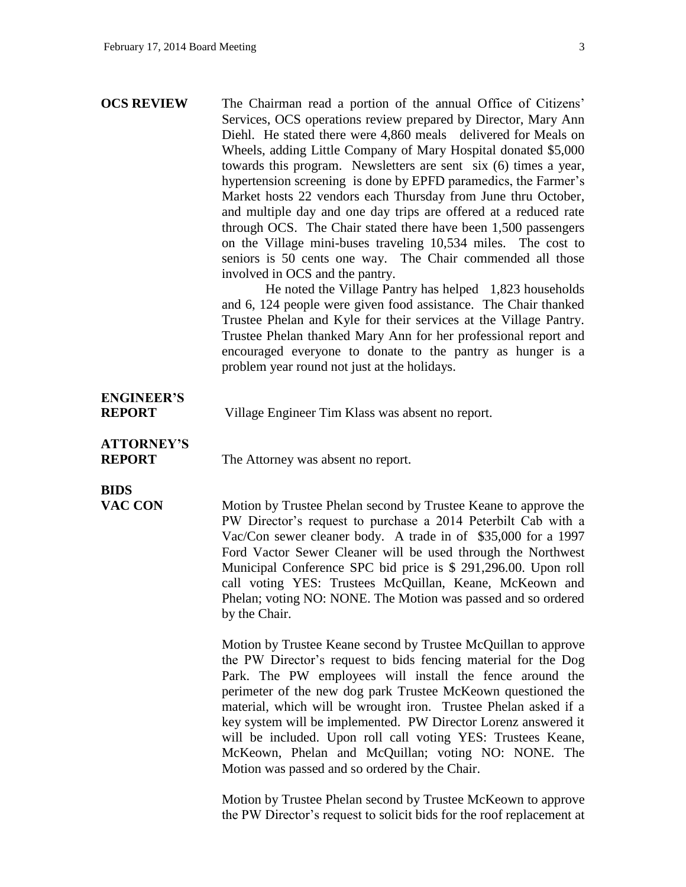**OCS REVIEW** The Chairman read a portion of the annual Office of Citizens' Services, OCS operations review prepared by Director, Mary Ann Diehl. He stated there were 4,860 meals delivered for Meals on Wheels, adding Little Company of Mary Hospital donated $5,000 towards this program. Newsletters are sent six (6) times a year, hypertension screening is done by EPFD paramedics, the Farmer's Market hosts 22 vendors each Thursday from June thru October, and multiple day and one day trips are offered at a reduced rate through OCS. The Chair stated there have been 1,500 passengers on the Village mini-buses traveling 10,534 miles. The cost to seniors is 50 cents one way. The Chair commended all those involved in OCS and the pantry.

He noted the Village Pantry has helped 1,823 households and 6, 124 people were given food assistance. The Chair thanked Trustee Phelan and Kyle for their services at the Village Pantry. Trustee Phelan thanked Mary Ann for her professional report and encouraged everyone to donate to the pantry as hunger is a problem year round not just at the holidays.

**ENGINEER'S REPORT** Village Engineer Tim Klass was absent no report.

**ATTORNEY'S REPORT** The Attorney was absent no report.

**BIDS**

**VAC CON** Motion by Trustee Phelan second by Trustee Keane to approve the PW Director's request to purchase a 2014 Peterbilt Cab with a Vac/Con sewer cleaner body. A trade in of $35,000 for a 1997 Ford Vactor Sewer Cleaner will be used through the Northwest Municipal Conference SPC bid price is $ 291,296.00. Upon roll call voting YES: Trustees McQuillan, Keane, McKeown and Phelan; voting NO: NONE. The Motion was passed and so ordered by the Chair.

Motion by Trustee Keane second by Trustee McQuillan to approve the PW Director's request to bids fencing material for the Dog Park. The PW employees will install the fence around the perimeter of the new dog park Trustee McKeown questioned the material, which will be wrought iron. Trustee Phelan asked if a key system will be implemented. PW Director Lorenz answered it will be included. Upon roll call voting YES: Trustees Keane, McKeown, Phelan and McQuillan; voting NO: NONE. The Motion was passed and so ordered by the Chair.

Motion by Trustee Phelan second by Trustee McKeown to approve the PW Director's request to solicit bids for the roof replacement at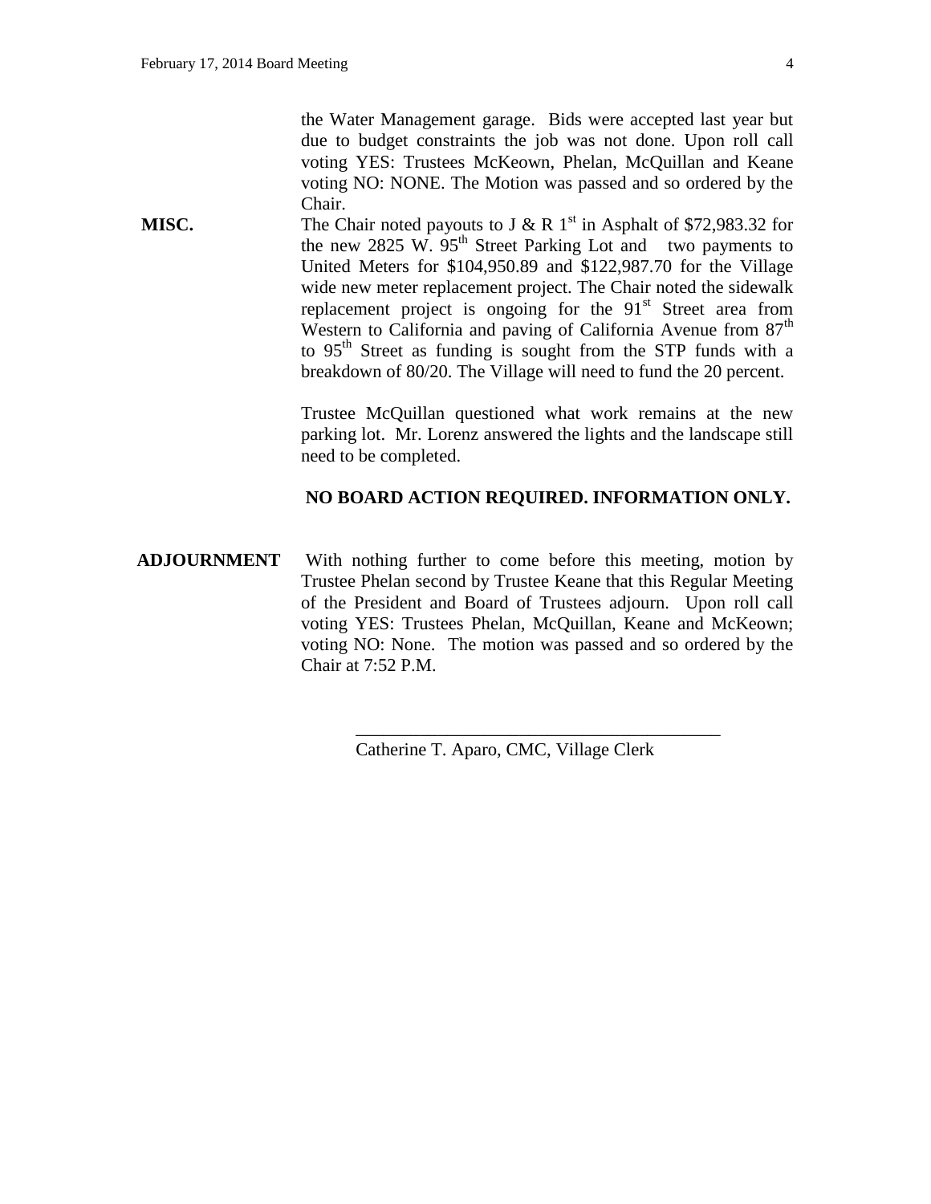the Water Management garage. Bids were accepted last year but due to budget constraints the job was not done. Upon roll call voting YES: Trustees McKeown, Phelan, McQuillan and Keane voting NO: NONE. The Motion was passed and so ordered by the Chair.

**MISC.** The Chair noted payouts to J & R 1st in Asphalt of $72,983.32 for the new 2825 W. 95th Street Parking Lot and two payments to United Meters for $104,950.89 and $122,987.70 for the Village wide new meter replacement project. The Chair noted the sidewalk replacement project is ongoing for the 91st Street area from Western to California and paving of California Avenue from 87th to 95th Street as funding is sought from the STP funds with a breakdown of 80/20. The Village will need to fund the 20 percent.

Trustee McQuillan questioned what work remains at the new parking lot. Mr. Lorenz answered the lights and the landscape still need to be completed.

**NO BOARD ACTION REQUIRED. INFORMATION ONLY.**

**ADJOURNMENT** With nothing further to come before this meeting, motion by Trustee Phelan second by Trustee Keane that this Regular Meeting of the President and Board of Trustees adjourn. Upon roll call voting YES: Trustees Phelan, McQuillan, Keane and McKeown; voting NO: None. The motion was passed and so ordered by the Chair at 7:52 P.M.

\_\_\_\_\_\_\_\_\_\_\_\_\_\_\_\_\_\_\_\_\_\_\_\_\_\_\_\_\_\_\_\_\_\_\_\_\_\_\_\_

Catherine T. Aparo, CMC, Village Clerk